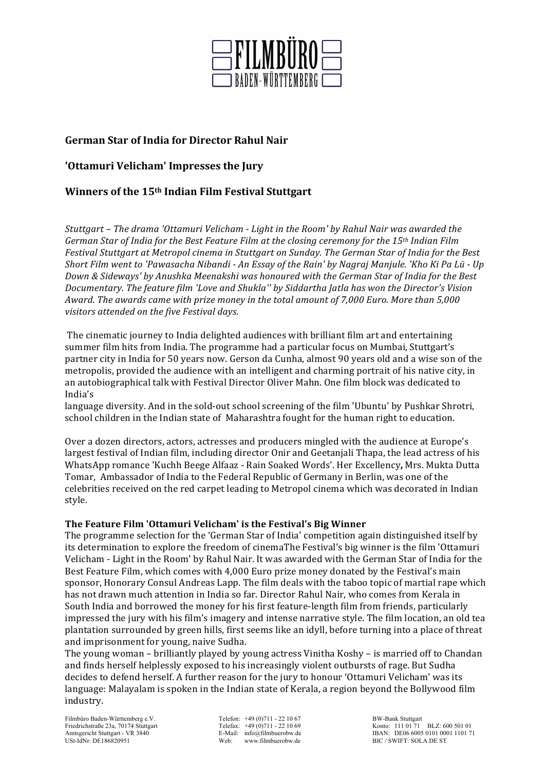**German Star of India for Director Rahul Nair**

**'Ottamuri Velicham' Impresses the Jury**

**Winners of the 15th Indian Film Festival Stuttgart**

*Stuttgart – The drama 'Ottamuri Velicham - Light in the Room' by Rahul Nair was awarded the German Star of India for the Best Feature Film at the closing ceremony for the 15th Indian Film Festival Stuttgart at Metropol cinema in Stuttgart on Sunday. The German Star of India for the Best Short Film went to 'Pawasacha Nibandi - An Essay of the Rain' by Nagraj Manjule. 'Kho Ki Pa Lü - Up Down & Sideways' by Anushka Meenakshi was honoured with the German Star of India for the Best Documentary. The feature film 'Love and Shukla'' by Siddartha Jatla has won the Director's Vision Award. The awards came with prize money in the total amount of 7,000 Euro. More than 5,000 visitors attended on the five Festival days.*

The cinematic journey to India delighted audiences with brilliant film art and entertaining summer film hits from India. The programme had a particular focus on Mumbai, Stuttgart's partner city in India for 50 years now. Gerson da Cunha, almost 90 years old and a wise son of the metropolis, provided the audience with an intelligent and charming portrait of his native city, in an autobiographical talk with Festival Director Oliver Mahn. One film block was dedicated to India's language diversity. And in the sold-out school screening of the film 'Ubuntu' by Pushkar Shrotri, school children in the Indian state of Maharashtra fought for the human right to education.

Over a dozen directors, actors, actresses and producers mingled with the audience at Europe's largest festival of Indian film, including director Onir and Geetanjali Thapa, the lead actress of his WhatsApp romance 'Kuchh Beege Alfaaz - Rain Soaked Words'. Her Excellency**,** Mrs. Mukta Dutta Tomar, Ambassador of India to the Federal Republic of Germany in Berlin, was one of the celebrities received on the red carpet leading to Metropol cinema which was decorated in Indian style.

**The Feature Film 'Ottamuri Velicham' is the Festival's Big Winner**

The programme selection for the 'German Star of India' competition again distinguished itself by its determination to explore the freedom of cinemaThe Festival's big winner is the film 'Ottamuri Velicham - Light in the Room' by Rahul Nair. It was awarded with the German Star of India for the Best Feature Film, which comes with 4,000 Euro prize money donated by the Festival's main sponsor, Honorary Consul Andreas Lapp. The film deals with the taboo topic of martial rape which has not drawn much attention in India so far. Director Rahul Nair, who comes from Kerala in South India and borrowed the money for his first feature-length film from friends, particularly impressed the jury with his film's imagery and intense narrative style. The film location, an old tea plantation surrounded by green hills, first seems like an idyll, before turning into a place of threat and imprisonment for young, naive Sudha.

The young woman – brilliantly played by young actress Vinitha Koshy – is married off to Chandan and finds herself helplessly exposed to his increasingly violent outbursts of rage. But Sudha decides to defend herself. A further reason for the jury to honour 'Ottamuri Velicham' was its language: Malayalam is spoken in the Indian state of Kerala, a region beyond the Bollywood film industry.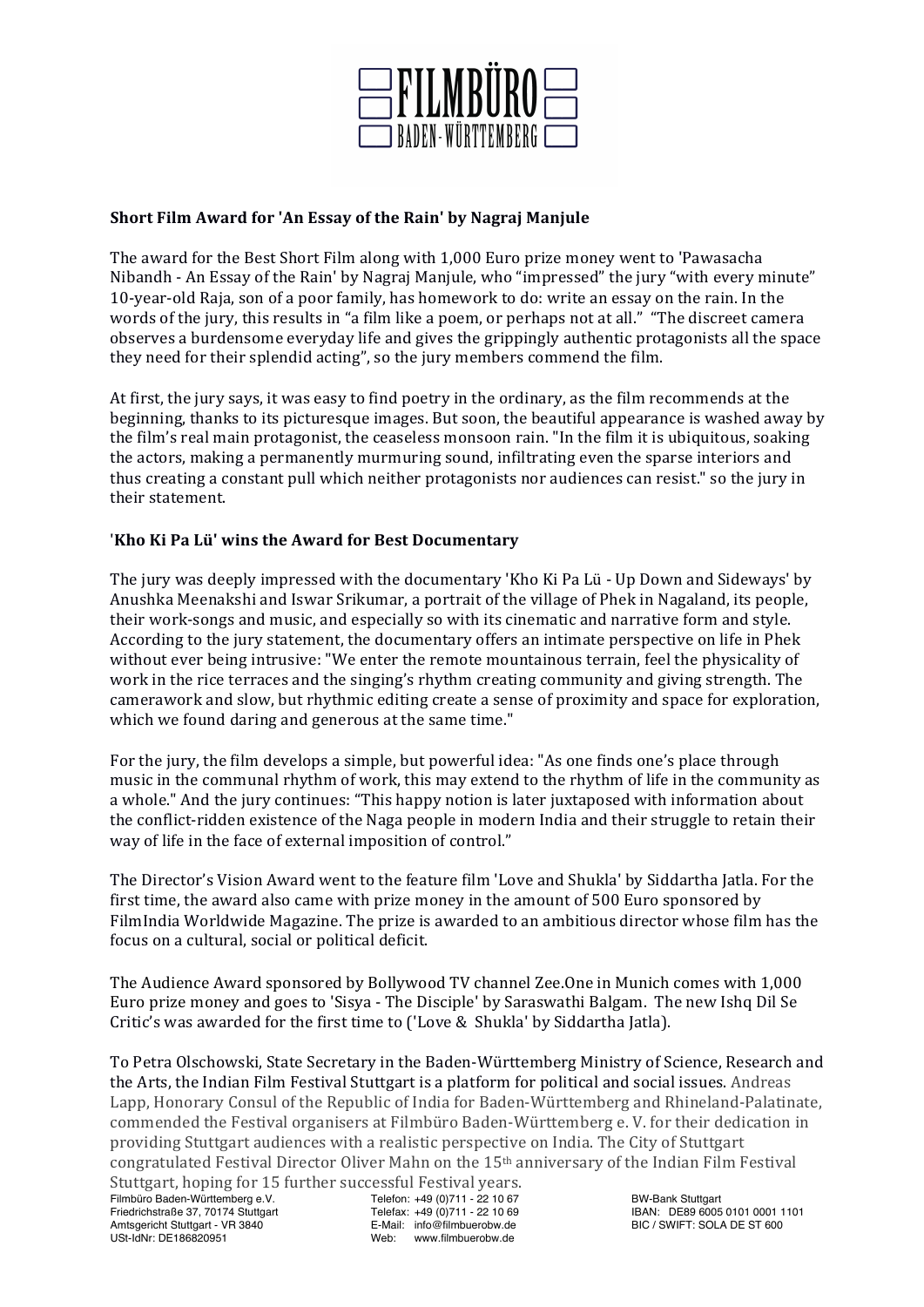# FILMBÜRO BADEN-WÜRTTEMBERG

**Short Film Award for 'An Essay of the Rain' by Nagraj Manjule**

The award for the Best Short Film along with 1,000 Euro prize money went to 'Pawasacha Nibandh - An Essay of the Rain' by Nagraj Manjule, who "impressed" the jury "with every minute" 10-year-old Raja, son of a poor family, has homework to do: write an essay on the rain. In the words of the jury, this results in "a film like a poem, or perhaps not at all." "The discreet camera observes a burdensome everyday life and gives the grippingly authentic protagonists all the space they need for their splendid acting", so the jury members commend the film.

At first, the jury says, it was easy to find poetry in the ordinary, as the film recommends at the beginning, thanks to its picturesque images. But soon, the beautiful appearance is washed away by the film's real main protagonist, the ceaseless monsoon rain. "In the film it is ubiquitous, soaking the actors, making a permanently murmuring sound, infiltrating even the sparse interiors and thus creating a constant pull which neither protagonists nor audiences can resist." so the jury in their statement.

**'Kho Ki Pa Lü' wins the Award for Best Documentary**

The jury was deeply impressed with the documentary 'Kho Ki Pa Lü - Up Down and Sideways' by Anushka Meenakshi and Iswar Srikumar, a portrait of the village of Phek in Nagaland, its people, their work-songs and music, and especially so with its cinematic and narrative form and style. According to the jury statement, the documentary offers an intimate perspective on life in Phek without ever being intrusive: "We enter the remote mountainous terrain, feel the physicality of work in the rice terraces and the singing's rhythm creating community and giving strength. The camerawork and slow, but rhythmic editing create a sense of proximity and space for exploration, which we found daring and generous at the same time."

For the jury, the film develops a simple, but powerful idea: "As one finds one's place through music in the communal rhythm of work, this may extend to the rhythm of life in the community as a whole." And the jury continues: "This happy notion is later juxtaposed with information about the conflict-ridden existence of the Naga people in modern India and their struggle to retain their way of life in the face of external imposition of control."

The Director's Vision Award went to the feature film 'Love and Shukla' by Siddartha Jatla. For the first time, the award also came with prize money in the amount of 500 Euro sponsored by FilmIndia Worldwide Magazine. The prize is awarded to an ambitious director whose film has the focus on a cultural, social or political deficit.

The Audience Award sponsored by Bollywood TV channel Zee.One in Munich comes with 1,000 Euro prize money and goes to 'Sisya - The Disciple' by Saraswathi Balgam. The new Ishq Dil Se Critic's was awarded for the first time to ('Love & Shukla' by Siddartha Jatla).

To Petra Olschowski, State Secretary in the Baden-Württemberg Ministry of Science, Research and the Arts, the Indian Film Festival Stuttgart is a platform for political and social issues. Andreas Lapp, Honorary Consul of the Republic of India for Baden-Württemberg and Rhineland-Palatinate, commended the Festival organisers at Filmbüro Baden-Württemberg e. V. for their dedication in providing Stuttgart audiences with a realistic perspective on India. The City of Stuttgart congratulated Festival Director Oliver Mahn on the 15th anniversary of the Indian Film Festival Stuttgart, hoping for 15 further successful Festival years.

Filmbüro Baden-Württemberg e.V.
Friedrichstraße 37, 70174 Stuttgart
Amtsgericht Stuttgart - VR 3840
USt-IdNr: DE186820951

Telefon: +49 (0)711 - 22 10 67
Telefax: +49 (0)711 - 22 10 69
E-Mail: info@filmbuerobw.de
Web: www.filmbuerobw.de

BW-Bank Stuttgart
IBAN: DE89 6005 0101 0001 1101
BIC / SWIFT: SOLA DE ST 600